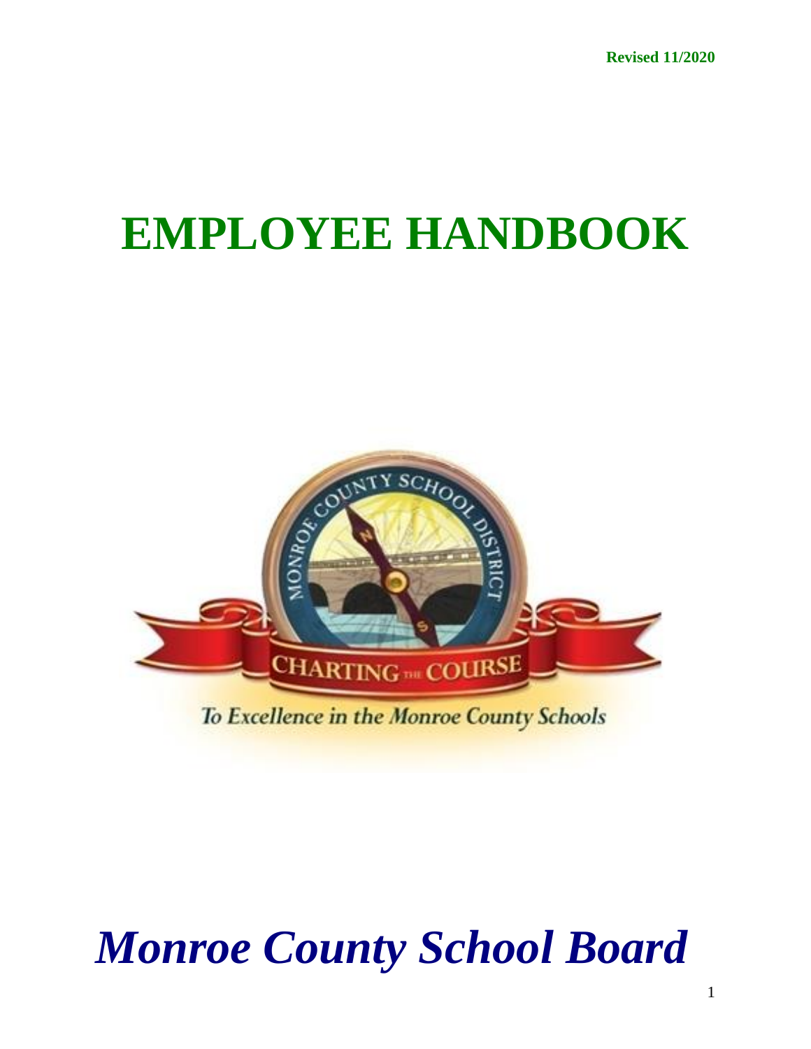**Revised 11/2020**

# EMPLOYEE HANDBOOK

*Monroe County School Board*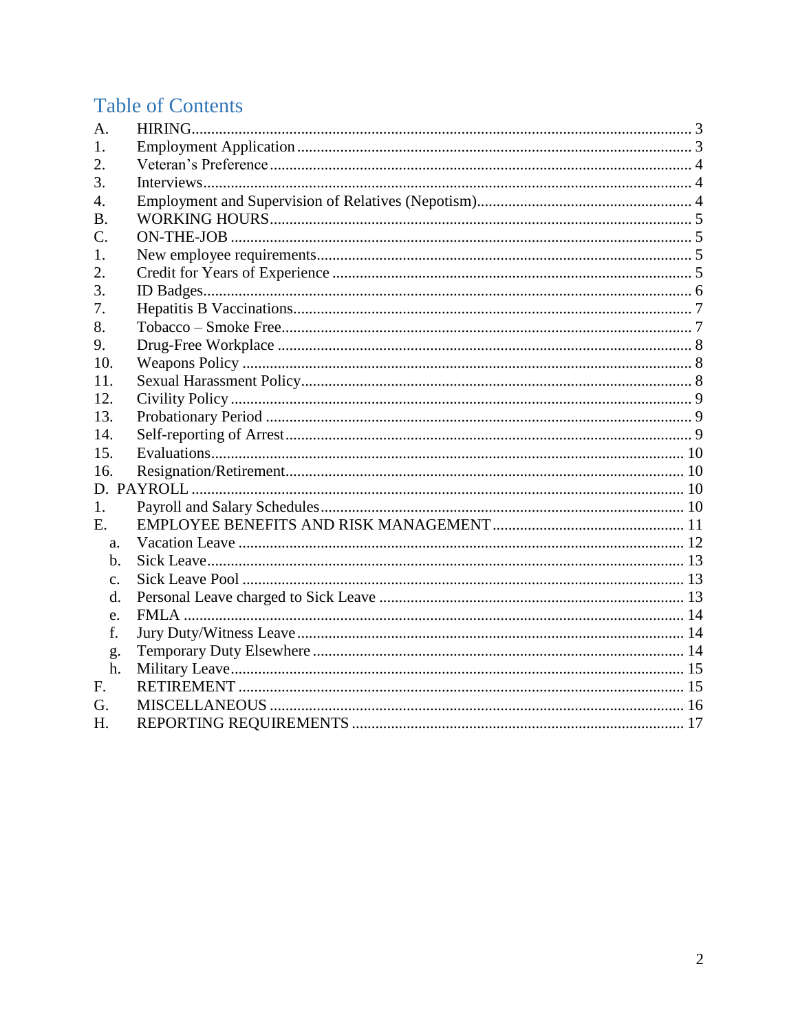# Table of Contents

| | | |
|---|---|---|
| A. | HIRING | 3 |
| 1. | Employment Application | 3 |
| 2. | Veteran's Preference | 4 |
| 3. | Interviews | 4 |
| 4. | Employment and Supervision of Relatives (Nepotism) | 4 |
| B. | WORKING HOURS | 5 |
| C. | ON-THE-JOB | 5 |
| 1. | New employee requirements | 5 |
| 2. | Credit for Years of Experience | 5 |
| 3. | ID Badges | 6 |
| 7. | Hepatitis B Vaccinations | 7 |
| 8. | Tobacco – Smoke Free | 7 |
| 9. | Drug-Free Workplace | 8 |
| 10. | Weapons Policy | 8 |
| 11. | Sexual Harassment Policy | 8 |
| 12. | Civility Policy | 9 |
| 13. | Probationary Period | 9 |
| 14. | Self-reporting of Arrest | 9 |
| 15. | Evaluations | 10 |
| 16. | Resignation/Retirement | 10 |
| D. | PAYROLL | 10 |
| 1. | Payroll and Salary Schedules | 10 |
| E. | EMPLOYEE BENEFITS AND RISK MANAGEMENT | 11 |
| a. | Vacation Leave | 12 |
| b. | Sick Leave | 13 |
| c. | Sick Leave Pool | 13 |
| d. | Personal Leave charged to Sick Leave | 13 |
| e. | FMLA | 14 |
| f. | Jury Duty/Witness Leave | 14 |
| g. | Temporary Duty Elsewhere | 14 |
| h. | Military Leave | 15 |
| F. | RETIREMENT | 15 |
| G. | MISCELLANEOUS | 16 |
| H. | REPORTING REQUIREMENTS | 17 |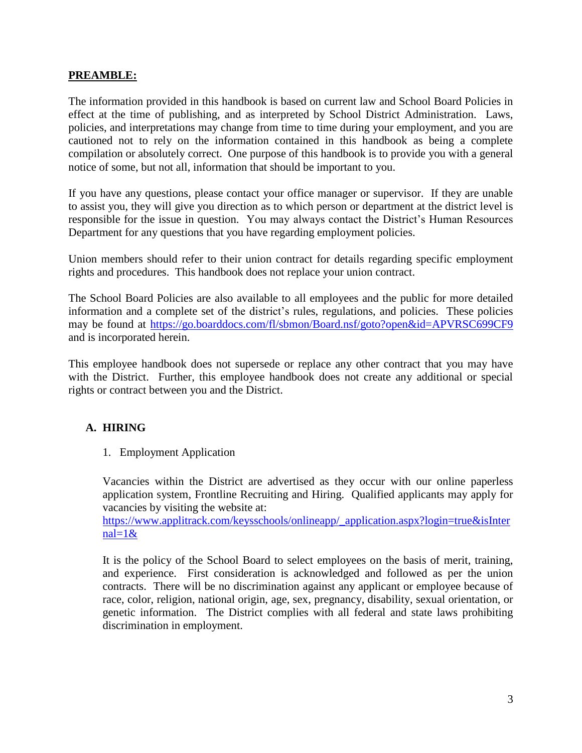## PREAMBLE:

The information provided in this handbook is based on current law and School Board Policies in effect at the time of publishing, and as interpreted by School District Administration. Laws, policies, and interpretations may change from time to time during your employment, and you are cautioned not to rely on the information contained in this handbook as being a complete compilation or absolutely correct. One purpose of this handbook is to provide you with a general notice of some, but not all, information that should be important to you.

If you have any questions, please contact your office manager or supervisor. If they are unable to assist you, they will give you direction as to which person or department at the district level is responsible for the issue in question. You may always contact the District's Human Resources Department for any questions that you have regarding employment policies.

Union members should refer to their union contract for details regarding specific employment rights and procedures. This handbook does not replace your union contract.

The School Board Policies are also available to all employees and the public for more detailed information and a complete set of the district's rules, regulations, and policies. These policies may be found at https://go.boarddocs.com/fl/sbmon/Board.nsf/goto?open&id=APVRSC699CF9 and is incorporated herein.

This employee handbook does not supersede or replace any other contract that you may have with the District. Further, this employee handbook does not create any additional or special rights or contract between you and the District.

## A. HIRING

### 1. Employment Application

Vacancies within the District are advertised as they occur with our online paperless application system, Frontline Recruiting and Hiring. Qualified applicants may apply for vacancies by visiting the website at:
https://www.applitrack.com/keysschools/onlineapp/_application.aspx?login=true&isInternal=1&

It is the policy of the School Board to select employees on the basis of merit, training, and experience. First consideration is acknowledged and followed as per the union contracts. There will be no discrimination against any applicant or employee because of race, color, religion, national origin, age, sex, pregnancy, disability, sexual orientation, or genetic information. The District complies with all federal and state laws prohibiting discrimination in employment.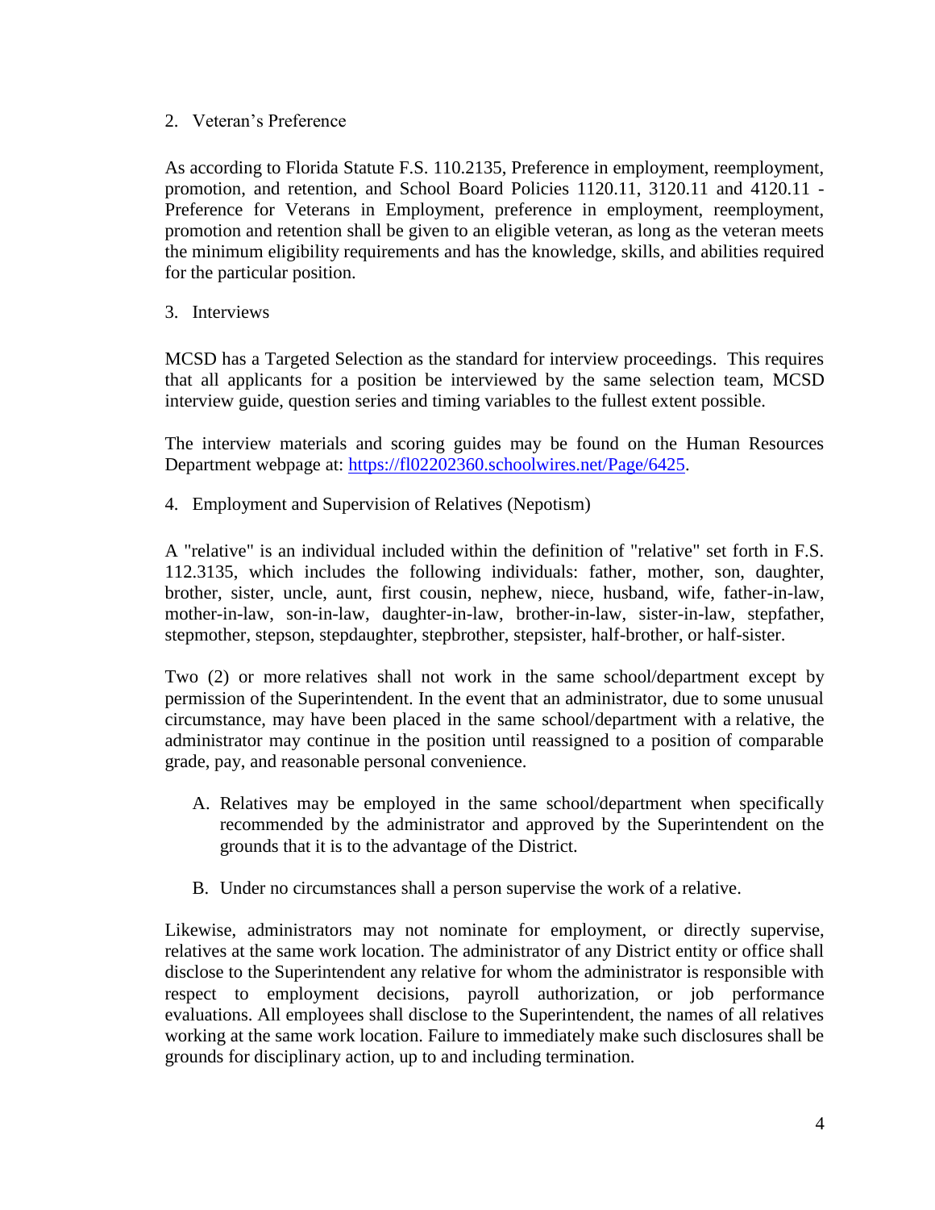2. Veteran's Preference

As according to Florida Statute F.S. 110.2135, Preference in employment, reemployment, promotion, and retention, and School Board Policies 1120.11, 3120.11 and 4120.11 - Preference for Veterans in Employment, preference in employment, reemployment, promotion and retention shall be given to an eligible veteran, as long as the veteran meets the minimum eligibility requirements and has the knowledge, skills, and abilities required for the particular position.

3. Interviews

MCSD has a Targeted Selection as the standard for interview proceedings. This requires that all applicants for a position be interviewed by the same selection team, MCSD interview guide, question series and timing variables to the fullest extent possible.

The interview materials and scoring guides may be found on the Human Resources Department webpage at: [https://fl02202360.schoolwires.net/Page/6425](https://fl02202360.schoolwires.net/Page/6425).

4. Employment and Supervision of Relatives (Nepotism)

A "relative" is an individual included within the definition of "relative" set forth in F.S. 112.3135, which includes the following individuals: father, mother, son, daughter, brother, sister, uncle, aunt, first cousin, nephew, niece, husband, wife, father-in-law, mother-in-law, son-in-law, daughter-in-law, brother-in-law, sister-in-law, stepfather, stepmother, stepson, stepdaughter, stepbrother, stepsister, half-brother, or half-sister.

Two (2) or more relatives shall not work in the same school/department except by permission of the Superintendent. In the event that an administrator, due to some unusual circumstance, may have been placed in the same school/department with a relative, the administrator may continue in the position until reassigned to a position of comparable grade, pay, and reasonable personal convenience.

A. Relatives may be employed in the same school/department when specifically recommended by the administrator and approved by the Superintendent on the grounds that it is to the advantage of the District.

B. Under no circumstances shall a person supervise the work of a relative.

Likewise, administrators may not nominate for employment, or directly supervise, relatives at the same work location. The administrator of any District entity or office shall disclose to the Superintendent any relative for whom the administrator is responsible with respect to employment decisions, payroll authorization, or job performance evaluations. All employees shall disclose to the Superintendent, the names of all relatives working at the same work location. Failure to immediately make such disclosures shall be grounds for disciplinary action, up to and including termination.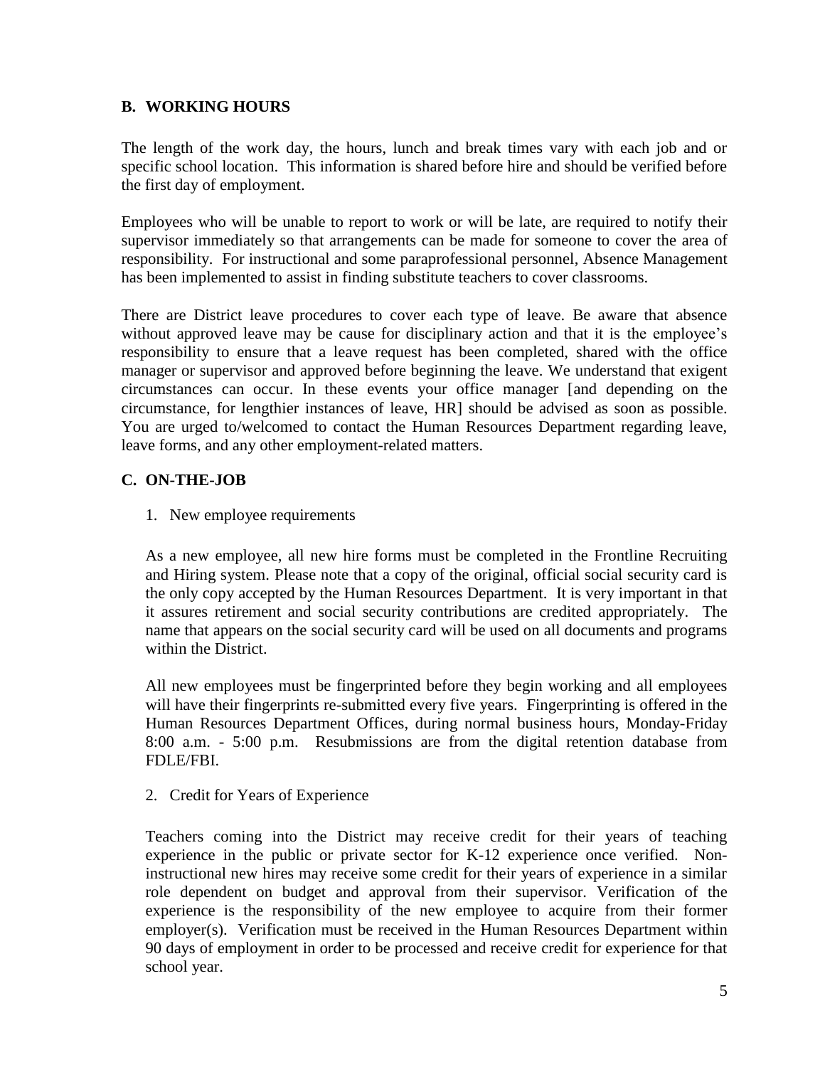## B. WORKING HOURS

The length of the work day, the hours, lunch and break times vary with each job and or specific school location. This information is shared before hire and should be verified before the first day of employment.

Employees who will be unable to report to work or will be late, are required to notify their supervisor immediately so that arrangements can be made for someone to cover the area of responsibility. For instructional and some paraprofessional personnel, Absence Management has been implemented to assist in finding substitute teachers to cover classrooms.

There are District leave procedures to cover each type of leave. Be aware that absence without approved leave may be cause for disciplinary action and that it is the employee's responsibility to ensure that a leave request has been completed, shared with the office manager or supervisor and approved before beginning the leave. We understand that exigent circumstances can occur. In these events your office manager [and depending on the circumstance, for lengthier instances of leave, HR] should be advised as soon as possible. You are urged to/welcomed to contact the Human Resources Department regarding leave, leave forms, and any other employment-related matters.

## C. ON-THE-JOB

1. New employee requirements

As a new employee, all new hire forms must be completed in the Frontline Recruiting and Hiring system. Please note that a copy of the original, official social security card is the only copy accepted by the Human Resources Department. It is very important in that it assures retirement and social security contributions are credited appropriately. The name that appears on the social security card will be used on all documents and programs within the District.

All new employees must be fingerprinted before they begin working and all employees will have their fingerprints re-submitted every five years. Fingerprinting is offered in the Human Resources Department Offices, during normal business hours, Monday-Friday 8:00 a.m. - 5:00 p.m. Resubmissions are from the digital retention database from FDLE/FBI.

2. Credit for Years of Experience

Teachers coming into the District may receive credit for their years of teaching experience in the public or private sector for K-12 experience once verified. Non-instructional new hires may receive some credit for their years of experience in a similar role dependent on budget and approval from their supervisor. Verification of the experience is the responsibility of the new employee to acquire from their former employer(s). Verification must be received in the Human Resources Department within 90 days of employment in order to be processed and receive credit for experience for that school year.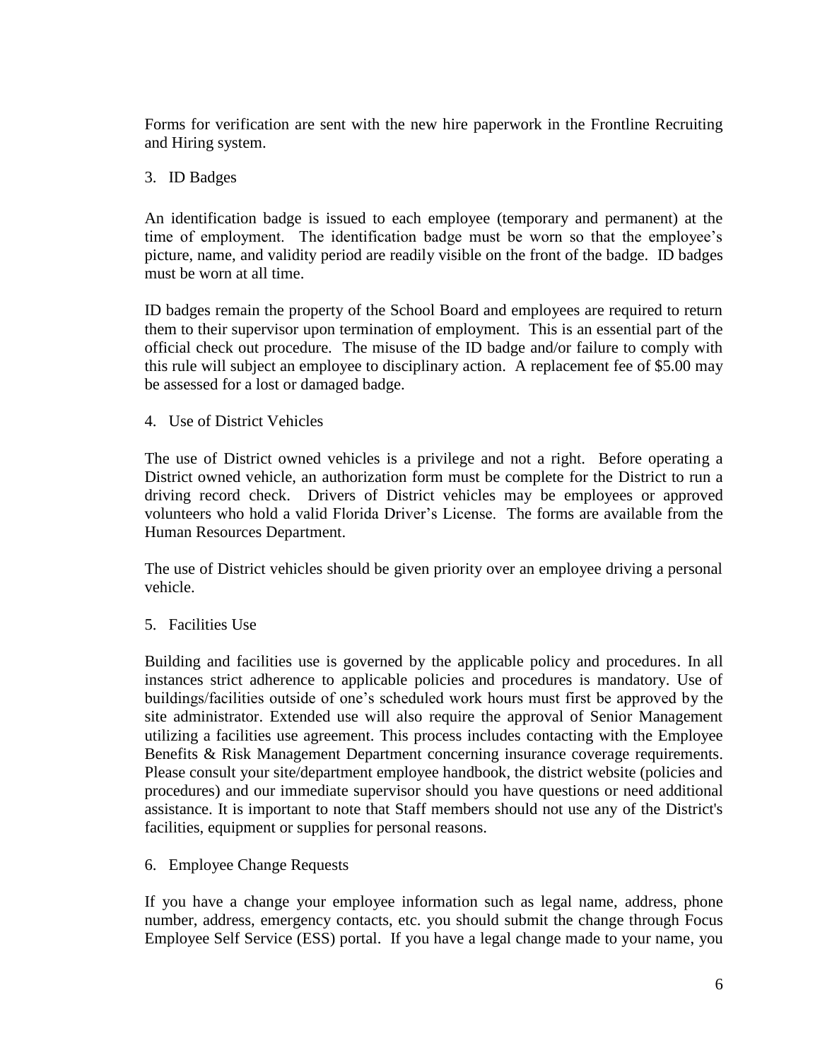Forms for verification are sent with the new hire paperwork in the Frontline Recruiting and Hiring system.

3. ID Badges

An identification badge is issued to each employee (temporary and permanent) at the time of employment. The identification badge must be worn so that the employee's picture, name, and validity period are readily visible on the front of the badge. ID badges must be worn at all time.

ID badges remain the property of the School Board and employees are required to return them to their supervisor upon termination of employment. This is an essential part of the official check out procedure. The misuse of the ID badge and/or failure to comply with this rule will subject an employee to disciplinary action. A replacement fee of $5.00 may be assessed for a lost or damaged badge.

4. Use of District Vehicles

The use of District owned vehicles is a privilege and not a right. Before operating a District owned vehicle, an authorization form must be complete for the District to run a driving record check. Drivers of District vehicles may be employees or approved volunteers who hold a valid Florida Driver's License. The forms are available from the Human Resources Department.

The use of District vehicles should be given priority over an employee driving a personal vehicle.

5. Facilities Use

Building and facilities use is governed by the applicable policy and procedures. In all instances strict adherence to applicable policies and procedures is mandatory. Use of buildings/facilities outside of one's scheduled work hours must first be approved by the site administrator. Extended use will also require the approval of Senior Management utilizing a facilities use agreement. This process includes contacting with the Employee Benefits & Risk Management Department concerning insurance coverage requirements. Please consult your site/department employee handbook, the district website (policies and procedures) and our immediate supervisor should you have questions or need additional assistance. It is important to note that Staff members should not use any of the District's facilities, equipment or supplies for personal reasons.

6. Employee Change Requests

If you have a change your employee information such as legal name, address, phone number, address, emergency contacts, etc. you should submit the change through Focus Employee Self Service (ESS) portal. If you have a legal change made to your name, you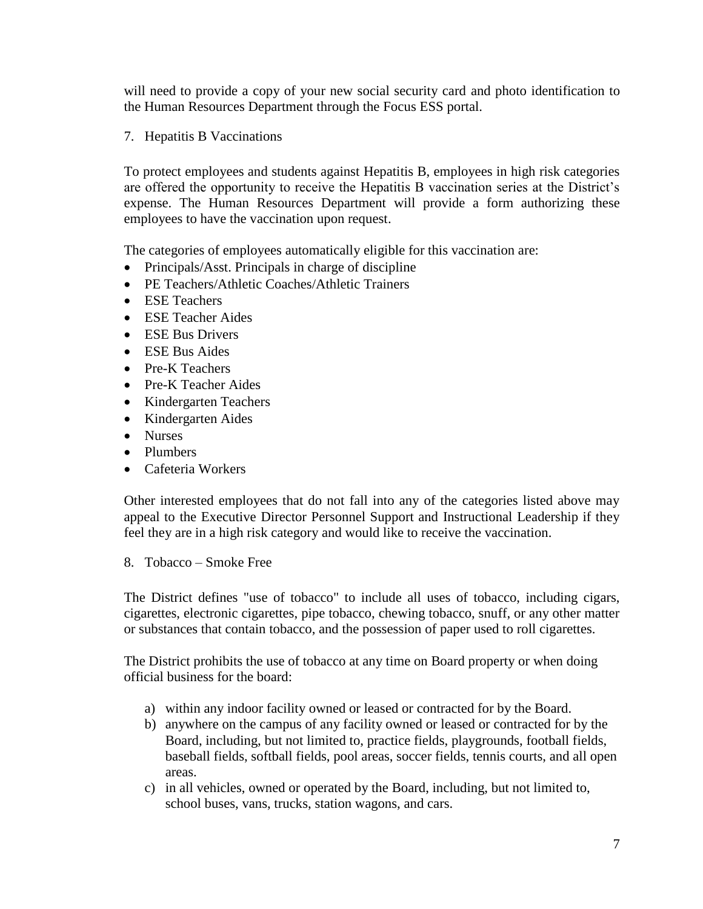will need to provide a copy of your new social security card and photo identification to the Human Resources Department through the Focus ESS portal.

7. Hepatitis B Vaccinations

To protect employees and students against Hepatitis B, employees in high risk categories are offered the opportunity to receive the Hepatitis B vaccination series at the District's expense. The Human Resources Department will provide a form authorizing these employees to have the vaccination upon request.

The categories of employees automatically eligible for this vaccination are:

- Principals/Asst. Principals in charge of discipline
- PE Teachers/Athletic Coaches/Athletic Trainers
- ESE Teachers
- ESE Teacher Aides
- ESE Bus Drivers
- ESE Bus Aides
- Pre-K Teachers
- Pre-K Teacher Aides
- Kindergarten Teachers
- Kindergarten Aides
- Nurses
- Plumbers
- Cafeteria Workers

Other interested employees that do not fall into any of the categories listed above may appeal to the Executive Director Personnel Support and Instructional Leadership if they feel they are in a high risk category and would like to receive the vaccination.

8. Tobacco – Smoke Free

The District defines "use of tobacco" to include all uses of tobacco, including cigars, cigarettes, electronic cigarettes, pipe tobacco, chewing tobacco, snuff, or any other matter or substances that contain tobacco, and the possession of paper used to roll cigarettes.

The District prohibits the use of tobacco at any time on Board property or when doing official business for the board:

a) within any indoor facility owned or leased or contracted for by the Board.
b) anywhere on the campus of any facility owned or leased or contracted for by the Board, including, but not limited to, practice fields, playgrounds, football fields, baseball fields, softball fields, pool areas, soccer fields, tennis courts, and all open areas.
c) in all vehicles, owned or operated by the Board, including, but not limited to, school buses, vans, trucks, station wagons, and cars.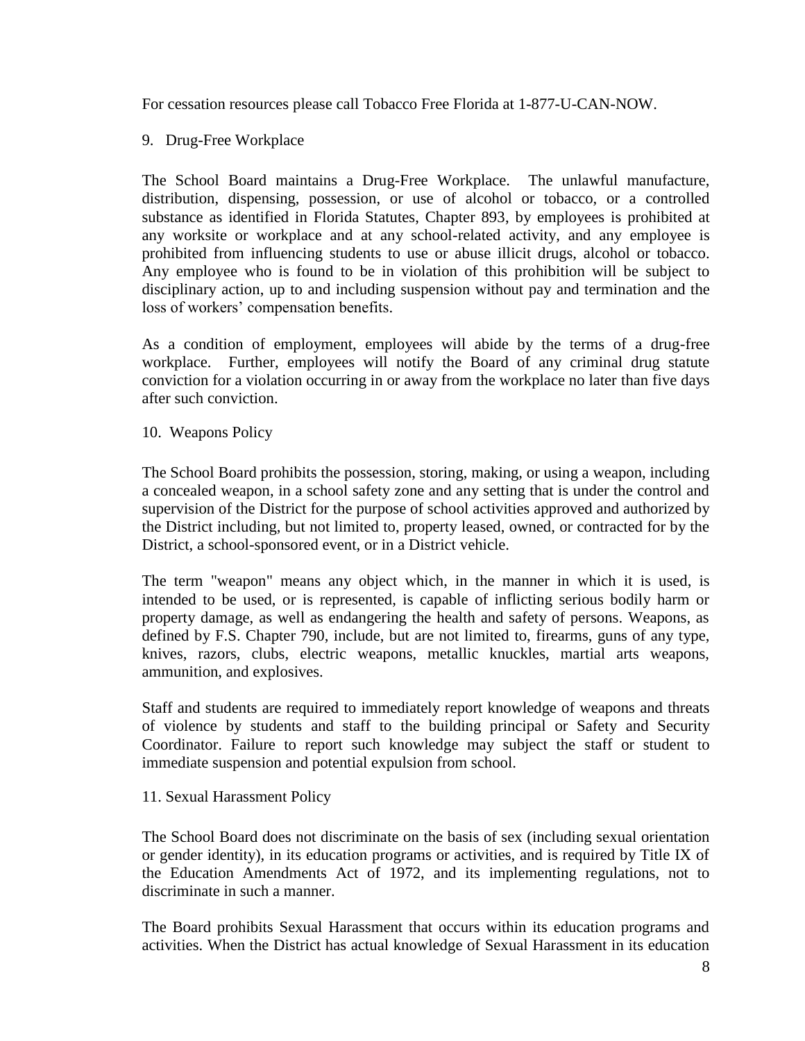For cessation resources please call Tobacco Free Florida at 1-877-U-CAN-NOW.

9. Drug-Free Workplace

The School Board maintains a Drug-Free Workplace. The unlawful manufacture, distribution, dispensing, possession, or use of alcohol or tobacco, or a controlled substance as identified in Florida Statutes, Chapter 893, by employees is prohibited at any worksite or workplace and at any school-related activity, and any employee is prohibited from influencing students to use or abuse illicit drugs, alcohol or tobacco. Any employee who is found to be in violation of this prohibition will be subject to disciplinary action, up to and including suspension without pay and termination and the loss of workers' compensation benefits.

As a condition of employment, employees will abide by the terms of a drug-free workplace. Further, employees will notify the Board of any criminal drug statute conviction for a violation occurring in or away from the workplace no later than five days after such conviction.

10. Weapons Policy

The School Board prohibits the possession, storing, making, or using a weapon, including a concealed weapon, in a school safety zone and any setting that is under the control and supervision of the District for the purpose of school activities approved and authorized by the District including, but not limited to, property leased, owned, or contracted for by the District, a school-sponsored event, or in a District vehicle.

The term "weapon" means any object which, in the manner in which it is used, is intended to be used, or is represented, is capable of inflicting serious bodily harm or property damage, as well as endangering the health and safety of persons. Weapons, as defined by F.S. Chapter 790, include, but are not limited to, firearms, guns of any type, knives, razors, clubs, electric weapons, metallic knuckles, martial arts weapons, ammunition, and explosives.

Staff and students are required to immediately report knowledge of weapons and threats of violence by students and staff to the building principal or Safety and Security Coordinator. Failure to report such knowledge may subject the staff or student to immediate suspension and potential expulsion from school.

11. Sexual Harassment Policy

The School Board does not discriminate on the basis of sex (including sexual orientation or gender identity), in its education programs or activities, and is required by Title IX of the Education Amendments Act of 1972, and its implementing regulations, not to discriminate in such a manner.

The Board prohibits Sexual Harassment that occurs within its education programs and activities. When the District has actual knowledge of Sexual Harassment in its education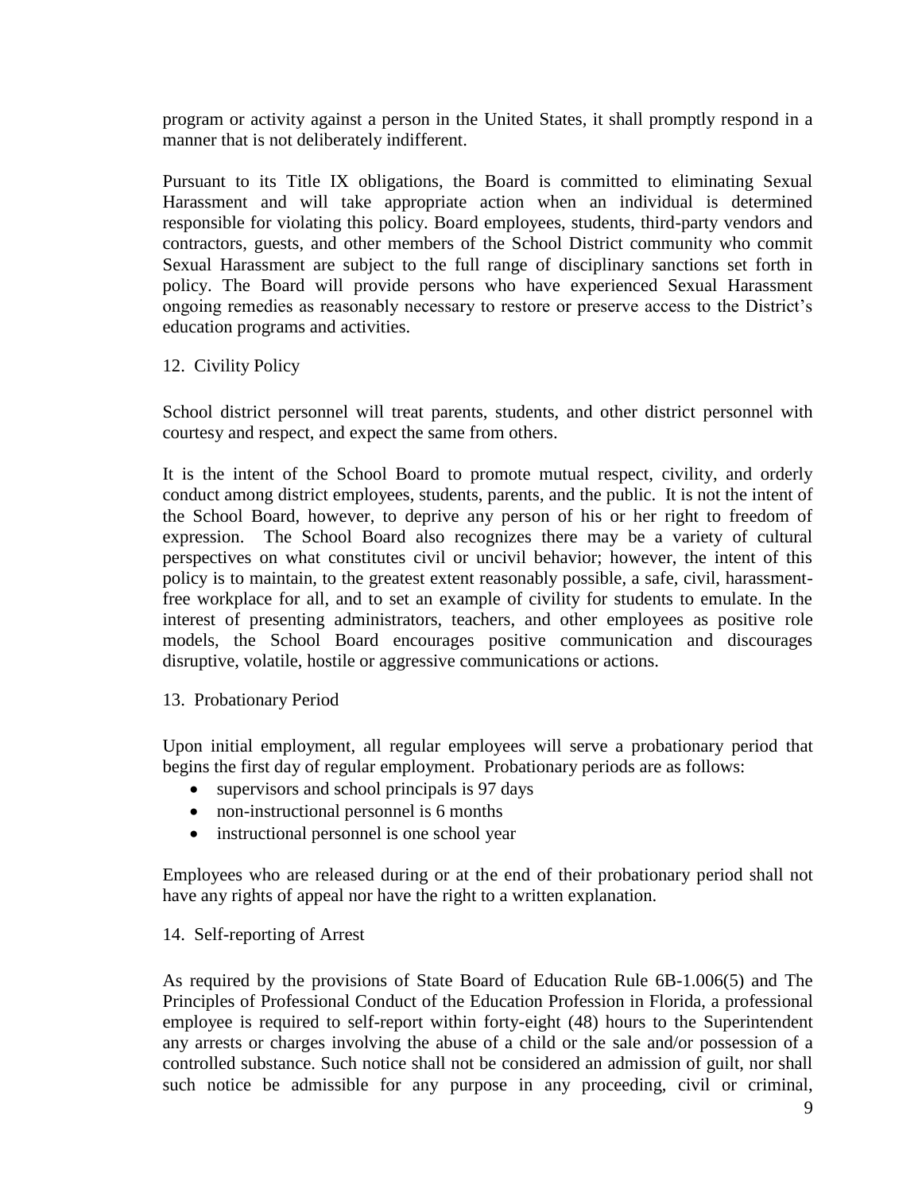program or activity against a person in the United States, it shall promptly respond in a manner that is not deliberately indifferent.

Pursuant to its Title IX obligations, the Board is committed to eliminating Sexual Harassment and will take appropriate action when an individual is determined responsible for violating this policy. Board employees, students, third-party vendors and contractors, guests, and other members of the School District community who commit Sexual Harassment are subject to the full range of disciplinary sanctions set forth in policy. The Board will provide persons who have experienced Sexual Harassment ongoing remedies as reasonably necessary to restore or preserve access to the District's education programs and activities.

12. Civility Policy

School district personnel will treat parents, students, and other district personnel with courtesy and respect, and expect the same from others.

It is the intent of the School Board to promote mutual respect, civility, and orderly conduct among district employees, students, parents, and the public. It is not the intent of the School Board, however, to deprive any person of his or her right to freedom of expression. The School Board also recognizes there may be a variety of cultural perspectives on what constitutes civil or uncivil behavior; however, the intent of this policy is to maintain, to the greatest extent reasonably possible, a safe, civil, harassment-free workplace for all, and to set an example of civility for students to emulate. In the interest of presenting administrators, teachers, and other employees as positive role models, the School Board encourages positive communication and discourages disruptive, volatile, hostile or aggressive communications or actions.

13. Probationary Period

Upon initial employment, all regular employees will serve a probationary period that begins the first day of regular employment. Probationary periods are as follows:

- supervisors and school principals is 97 days
- non-instructional personnel is 6 months
- instructional personnel is one school year

Employees who are released during or at the end of their probationary period shall not have any rights of appeal nor have the right to a written explanation.

14. Self-reporting of Arrest

As required by the provisions of State Board of Education Rule 6B-1.006(5) and The Principles of Professional Conduct of the Education Profession in Florida, a professional employee is required to self-report within forty-eight (48) hours to the Superintendent any arrests or charges involving the abuse of a child or the sale and/or possession of a controlled substance. Such notice shall not be considered an admission of guilt, nor shall such notice be admissible for any purpose in any proceeding, civil or criminal,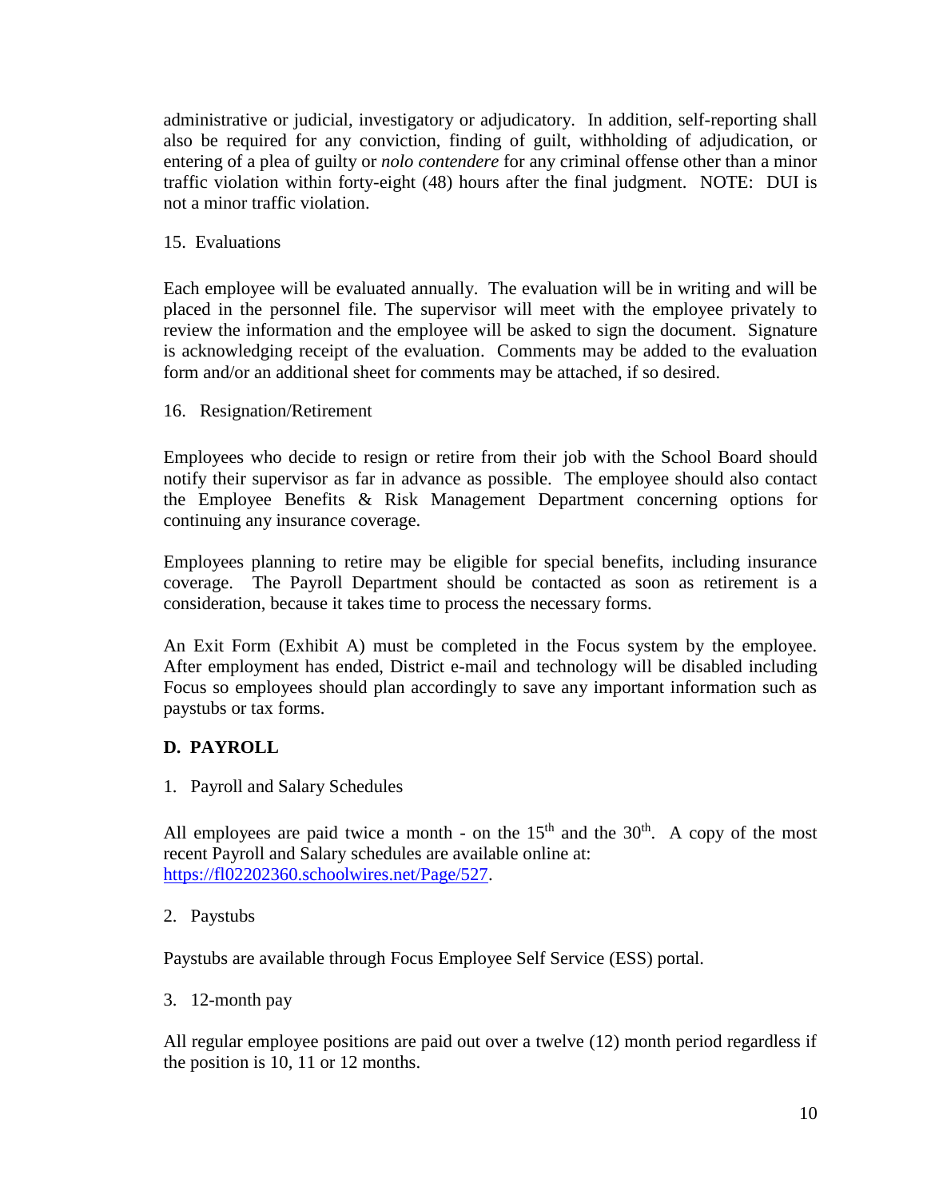administrative or judicial, investigatory or adjudicatory. In addition, self-reporting shall also be required for any conviction, finding of guilt, withholding of adjudication, or entering of a plea of guilty or *nolo contendere* for any criminal offense other than a minor traffic violation within forty-eight (48) hours after the final judgment. NOTE: DUI is not a minor traffic violation.

15. Evaluations

Each employee will be evaluated annually. The evaluation will be in writing and will be placed in the personnel file. The supervisor will meet with the employee privately to review the information and the employee will be asked to sign the document. Signature is acknowledging receipt of the evaluation. Comments may be added to the evaluation form and/or an additional sheet for comments may be attached, if so desired.

16. Resignation/Retirement

Employees who decide to resign or retire from their job with the School Board should notify their supervisor as far in advance as possible. The employee should also contact the Employee Benefits & Risk Management Department concerning options for continuing any insurance coverage.

Employees planning to retire may be eligible for special benefits, including insurance coverage. The Payroll Department should be contacted as soon as retirement is a consideration, because it takes time to process the necessary forms.

An Exit Form (Exhibit A) must be completed in the Focus system by the employee. After employment has ended, District e-mail and technology will be disabled including Focus so employees should plan accordingly to save any important information such as paystubs or tax forms.

## D. PAYROLL

1. Payroll and Salary Schedules

All employees are paid twice a month - on the 15th and the 30th. A copy of the most recent Payroll and Salary schedules are available online at: https://fl02202360.schoolwires.net/Page/527.

2. Paystubs

Paystubs are available through Focus Employee Self Service (ESS) portal.

3. 12-month pay

All regular employee positions are paid out over a twelve (12) month period regardless if the position is 10, 11 or 12 months.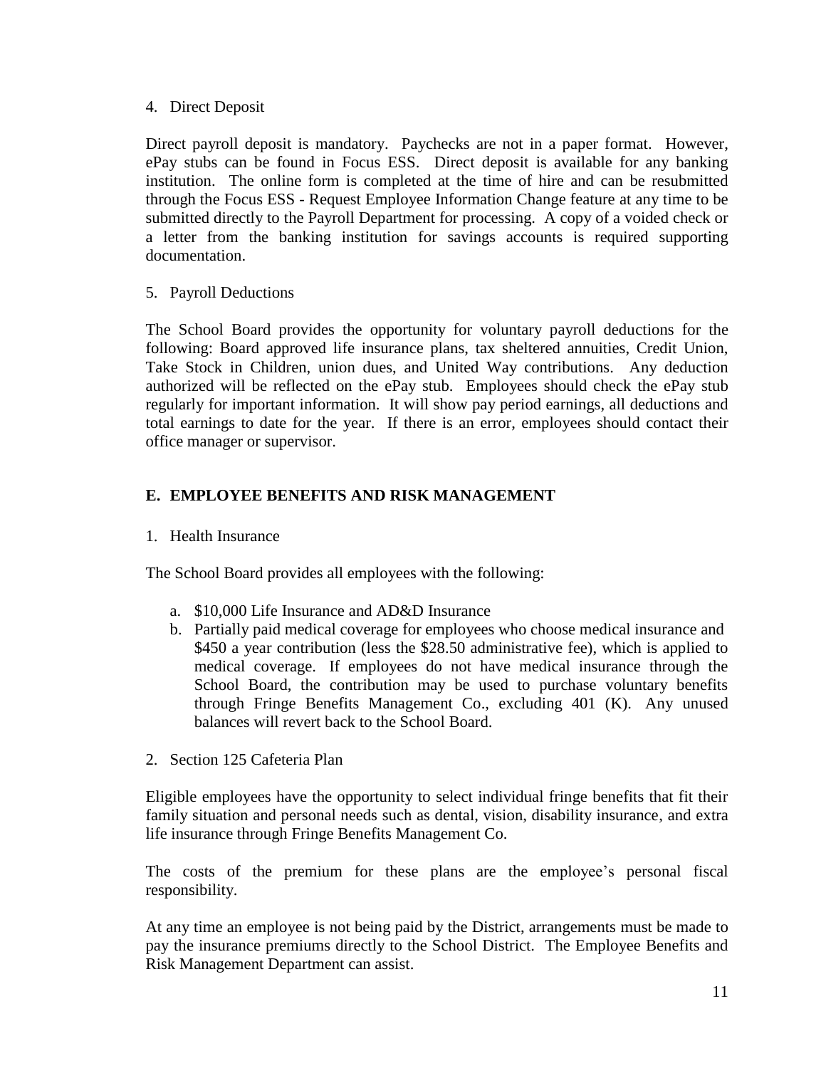4. Direct Deposit

Direct payroll deposit is mandatory. Paychecks are not in a paper format. However, ePay stubs can be found in Focus ESS. Direct deposit is available for any banking institution. The online form is completed at the time of hire and can be resubmitted through the Focus ESS - Request Employee Information Change feature at any time to be submitted directly to the Payroll Department for processing. A copy of a voided check or a letter from the banking institution for savings accounts is required supporting documentation.

5. Payroll Deductions

The School Board provides the opportunity for voluntary payroll deductions for the following: Board approved life insurance plans, tax sheltered annuities, Credit Union, Take Stock in Children, union dues, and United Way contributions. Any deduction authorized will be reflected on the ePay stub. Employees should check the ePay stub regularly for important information. It will show pay period earnings, all deductions and total earnings to date for the year. If there is an error, employees should contact their office manager or supervisor.

## E. EMPLOYEE BENEFITS AND RISK MANAGEMENT

1. Health Insurance

The School Board provides all employees with the following:

a. $10,000 Life Insurance and AD&D Insurance
b. Partially paid medical coverage for employees who choose medical insurance and $450 a year contribution (less the $28.50 administrative fee), which is applied to medical coverage. If employees do not have medical insurance through the School Board, the contribution may be used to purchase voluntary benefits through Fringe Benefits Management Co., excluding 401 (K). Any unused balances will revert back to the School Board.

2. Section 125 Cafeteria Plan

Eligible employees have the opportunity to select individual fringe benefits that fit their family situation and personal needs such as dental, vision, disability insurance, and extra life insurance through Fringe Benefits Management Co.

The costs of the premium for these plans are the employee's personal fiscal responsibility.

At any time an employee is not being paid by the District, arrangements must be made to pay the insurance premiums directly to the School District. The Employee Benefits and Risk Management Department can assist.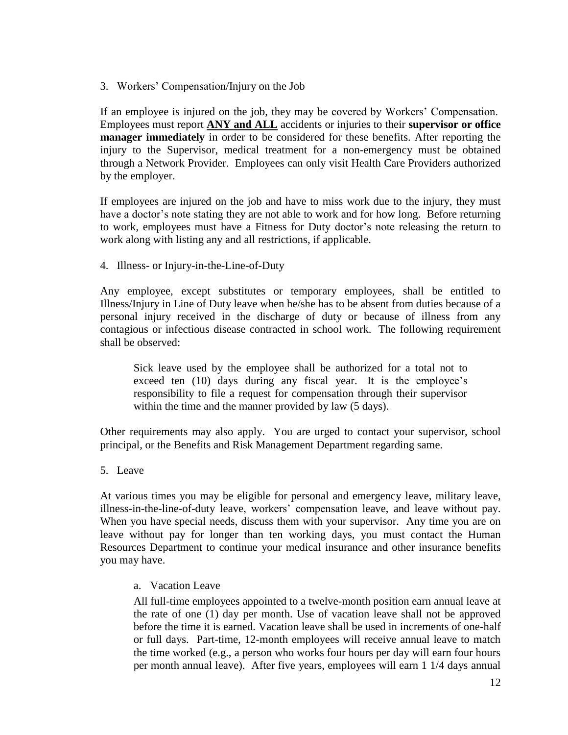3. Workers' Compensation/Injury on the Job

If an employee is injured on the job, they may be covered by Workers' Compensation. Employees must report **ANY and ALL** accidents or injuries to their **supervisor or office manager immediately** in order to be considered for these benefits. After reporting the injury to the Supervisor, medical treatment for a non-emergency must be obtained through a Network Provider. Employees can only visit Health Care Providers authorized by the employer.

If employees are injured on the job and have to miss work due to the injury, they must have a doctor's note stating they are not able to work and for how long. Before returning to work, employees must have a Fitness for Duty doctor's note releasing the return to work along with listing any and all restrictions, if applicable.

4. Illness- or Injury-in-the-Line-of-Duty

Any employee, except substitutes or temporary employees, shall be entitled to Illness/Injury in Line of Duty leave when he/she has to be absent from duties because of a personal injury received in the discharge of duty or because of illness from any contagious or infectious disease contracted in school work. The following requirement shall be observed:

> Sick leave used by the employee shall be authorized for a total not to exceed ten (10) days during any fiscal year. It is the employee's responsibility to file a request for compensation through their supervisor within the time and the manner provided by law (5 days).

Other requirements may also apply. You are urged to contact your supervisor, school principal, or the Benefits and Risk Management Department regarding same.

5. Leave

At various times you may be eligible for personal and emergency leave, military leave, illness-in-the-line-of-duty leave, workers' compensation leave, and leave without pay. When you have special needs, discuss them with your supervisor. Any time you are on leave without pay for longer than ten working days, you must contact the Human Resources Department to continue your medical insurance and other insurance benefits you may have.

a. Vacation Leave

All full-time employees appointed to a twelve-month position earn annual leave at the rate of one (1) day per month. Use of vacation leave shall not be approved before the time it is earned. Vacation leave shall be used in increments of one-half or full days. Part-time, 12-month employees will receive annual leave to match the time worked (e.g., a person who works four hours per day will earn four hours per month annual leave). After five years, employees will earn 1 1/4 days annual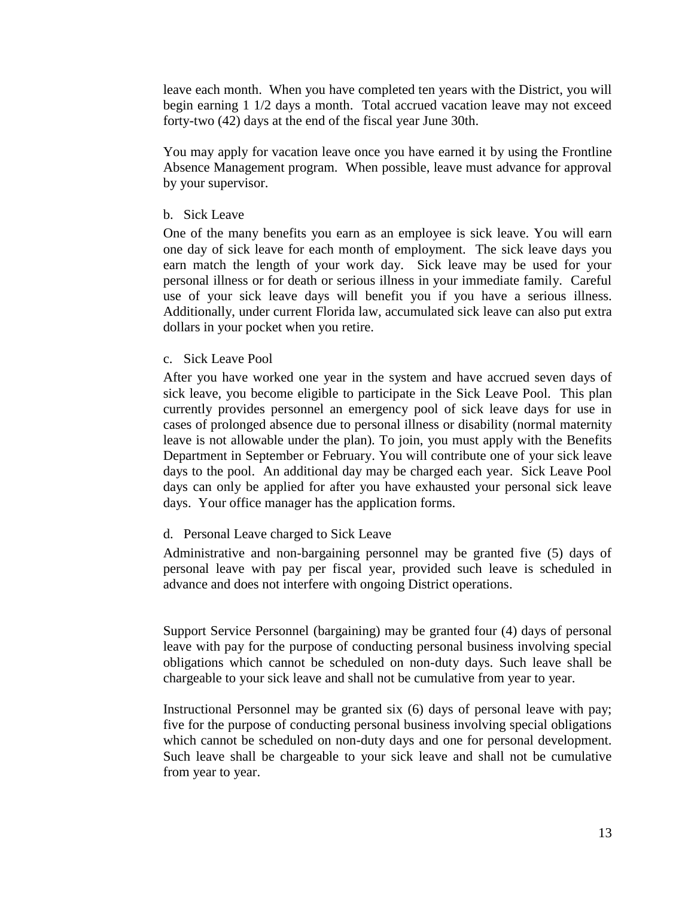leave each month. When you have completed ten years with the District, you will begin earning 1 1/2 days a month. Total accrued vacation leave may not exceed forty-two (42) days at the end of the fiscal year June 30th.

You may apply for vacation leave once you have earned it by using the Frontline Absence Management program. When possible, leave must advance for approval by your supervisor.

b. Sick Leave

One of the many benefits you earn as an employee is sick leave. You will earn one day of sick leave for each month of employment. The sick leave days you earn match the length of your work day. Sick leave may be used for your personal illness or for death or serious illness in your immediate family. Careful use of your sick leave days will benefit you if you have a serious illness. Additionally, under current Florida law, accumulated sick leave can also put extra dollars in your pocket when you retire.

c. Sick Leave Pool

After you have worked one year in the system and have accrued seven days of sick leave, you become eligible to participate in the Sick Leave Pool. This plan currently provides personnel an emergency pool of sick leave days for use in cases of prolonged absence due to personal illness or disability (normal maternity leave is not allowable under the plan). To join, you must apply with the Benefits Department in September or February. You will contribute one of your sick leave days to the pool. An additional day may be charged each year. Sick Leave Pool days can only be applied for after you have exhausted your personal sick leave days. Your office manager has the application forms.

d. Personal Leave charged to Sick Leave

Administrative and non-bargaining personnel may be granted five (5) days of personal leave with pay per fiscal year, provided such leave is scheduled in advance and does not interfere with ongoing District operations.

Support Service Personnel (bargaining) may be granted four (4) days of personal leave with pay for the purpose of conducting personal business involving special obligations which cannot be scheduled on non-duty days. Such leave shall be chargeable to your sick leave and shall not be cumulative from year to year.

Instructional Personnel may be granted six (6) days of personal leave with pay; five for the purpose of conducting personal business involving special obligations which cannot be scheduled on non-duty days and one for personal development. Such leave shall be chargeable to your sick leave and shall not be cumulative from year to year.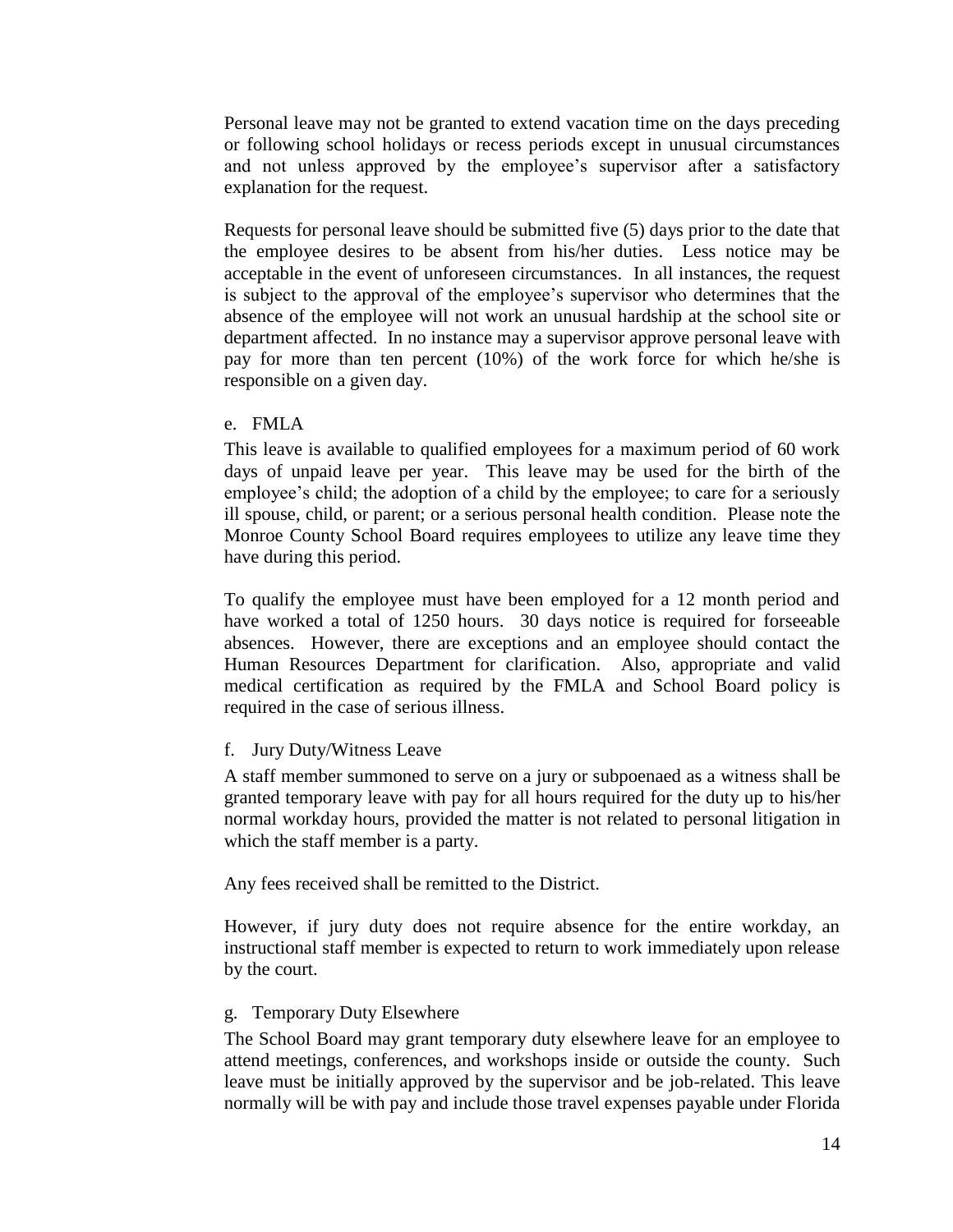Personal leave may not be granted to extend vacation time on the days preceding or following school holidays or recess periods except in unusual circumstances and not unless approved by the employee's supervisor after a satisfactory explanation for the request.

Requests for personal leave should be submitted five (5) days prior to the date that the employee desires to be absent from his/her duties. Less notice may be acceptable in the event of unforeseen circumstances. In all instances, the request is subject to the approval of the employee's supervisor who determines that the absence of the employee will not work an unusual hardship at the school site or department affected. In no instance may a supervisor approve personal leave with pay for more than ten percent (10%) of the work force for which he/she is responsible on a given day.

e. FMLA

This leave is available to qualified employees for a maximum period of 60 work days of unpaid leave per year. This leave may be used for the birth of the employee's child; the adoption of a child by the employee; to care for a seriously ill spouse, child, or parent; or a serious personal health condition. Please note the Monroe County School Board requires employees to utilize any leave time they have during this period.

To qualify the employee must have been employed for a 12 month period and have worked a total of 1250 hours. 30 days notice is required for forseeable absences. However, there are exceptions and an employee should contact the Human Resources Department for clarification. Also, appropriate and valid medical certification as required by the FMLA and School Board policy is required in the case of serious illness.

f. Jury Duty/Witness Leave

A staff member summoned to serve on a jury or subpoenaed as a witness shall be granted temporary leave with pay for all hours required for the duty up to his/her normal workday hours, provided the matter is not related to personal litigation in which the staff member is a party.

Any fees received shall be remitted to the District.

However, if jury duty does not require absence for the entire workday, an instructional staff member is expected to return to work immediately upon release by the court.

g. Temporary Duty Elsewhere

The School Board may grant temporary duty elsewhere leave for an employee to attend meetings, conferences, and workshops inside or outside the county. Such leave must be initially approved by the supervisor and be job-related. This leave normally will be with pay and include those travel expenses payable under Florida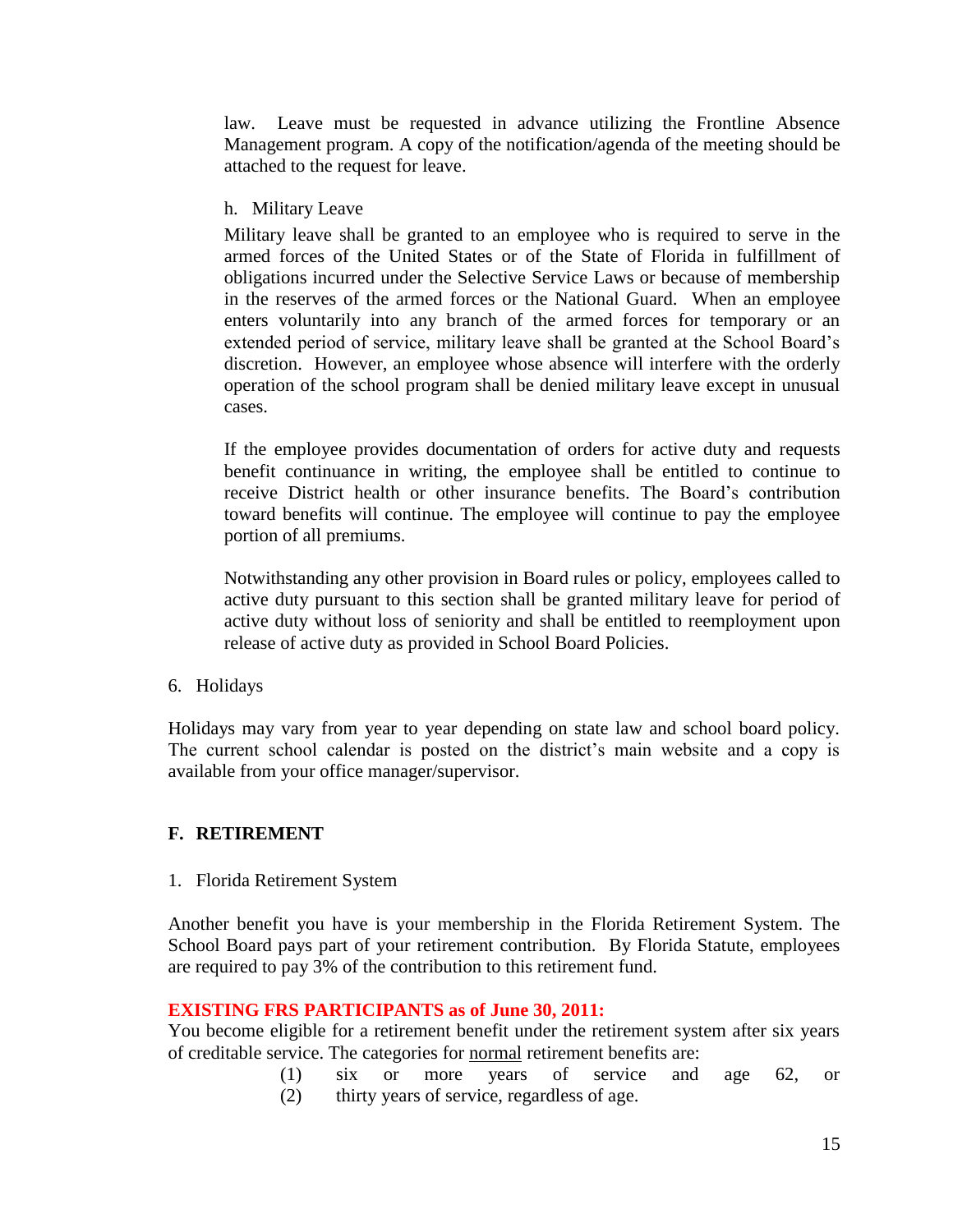law. Leave must be requested in advance utilizing the Frontline Absence Management program. A copy of the notification/agenda of the meeting should be attached to the request for leave.

h. Military Leave

Military leave shall be granted to an employee who is required to serve in the armed forces of the United States or of the State of Florida in fulfillment of obligations incurred under the Selective Service Laws or because of membership in the reserves of the armed forces or the National Guard. When an employee enters voluntarily into any branch of the armed forces for temporary or an extended period of service, military leave shall be granted at the School Board's discretion. However, an employee whose absence will interfere with the orderly operation of the school program shall be denied military leave except in unusual cases.

If the employee provides documentation of orders for active duty and requests benefit continuance in writing, the employee shall be entitled to continue to receive District health or other insurance benefits. The Board's contribution toward benefits will continue. The employee will continue to pay the employee portion of all premiums.

Notwithstanding any other provision in Board rules or policy, employees called to active duty pursuant to this section shall be granted military leave for period of active duty without loss of seniority and shall be entitled to reemployment upon release of active duty as provided in School Board Policies.

6. Holidays

Holidays may vary from year to year depending on state law and school board policy. The current school calendar is posted on the district's main website and a copy is available from your office manager/supervisor.

## F. RETIREMENT

1. Florida Retirement System

Another benefit you have is your membership in the Florida Retirement System. The School Board pays part of your retirement contribution. By Florida Statute, employees are required to pay 3% of the contribution to this retirement fund.

**EXISTING FRS PARTICIPANTS as of June 30, 2011:**

You become eligible for a retirement benefit under the retirement system after six years of creditable service. The categories for normal retirement benefits are:

(1) six or more years of service and age 62, or
(2) thirty years of service, regardless of age.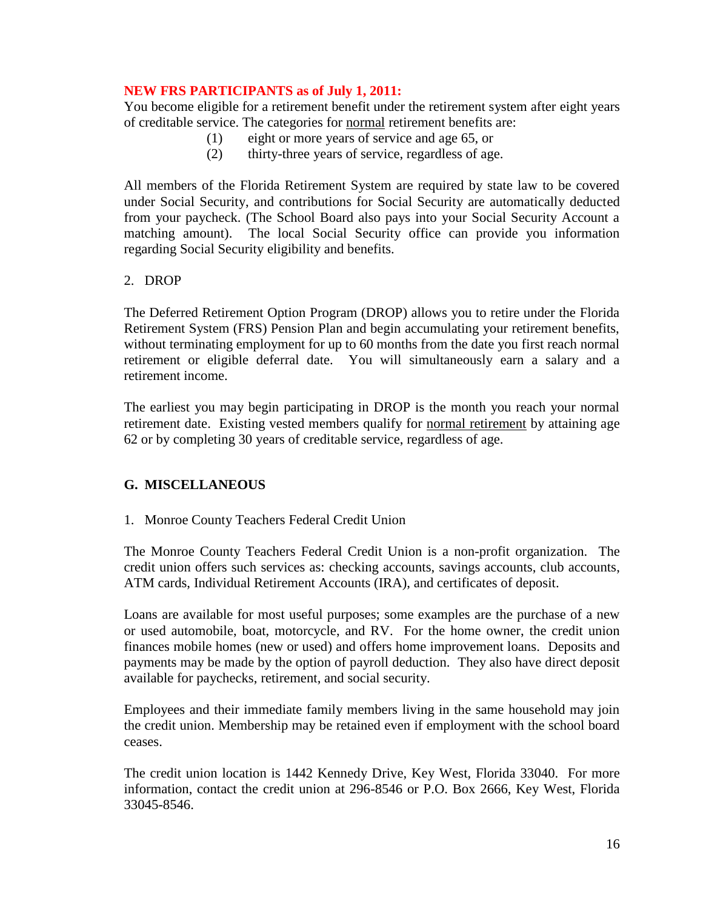**NEW FRS PARTICIPANTS as of July 1, 2011:**
You become eligible for a retirement benefit under the retirement system after eight years of creditable service. The categories for normal retirement benefits are:

(1) eight or more years of service and age 65, or
(2) thirty-three years of service, regardless of age.

All members of the Florida Retirement System are required by state law to be covered under Social Security, and contributions for Social Security are automatically deducted from your paycheck. (The School Board also pays into your Social Security Account a matching amount). The local Social Security office can provide you information regarding Social Security eligibility and benefits.

2. DROP

The Deferred Retirement Option Program (DROP) allows you to retire under the Florida Retirement System (FRS) Pension Plan and begin accumulating your retirement benefits, without terminating employment for up to 60 months from the date you first reach normal retirement or eligible deferral date. You will simultaneously earn a salary and a retirement income.

The earliest you may begin participating in DROP is the month you reach your normal retirement date. Existing vested members qualify for normal retirement by attaining age 62 or by completing 30 years of creditable service, regardless of age.

## G. MISCELLANEOUS

1. Monroe County Teachers Federal Credit Union

The Monroe County Teachers Federal Credit Union is a non-profit organization. The credit union offers such services as: checking accounts, savings accounts, club accounts, ATM cards, Individual Retirement Accounts (IRA), and certificates of deposit.

Loans are available for most useful purposes; some examples are the purchase of a new or used automobile, boat, motorcycle, and RV. For the home owner, the credit union finances mobile homes (new or used) and offers home improvement loans. Deposits and payments may be made by the option of payroll deduction. They also have direct deposit available for paychecks, retirement, and social security.

Employees and their immediate family members living in the same household may join the credit union. Membership may be retained even if employment with the school board ceases.

The credit union location is 1442 Kennedy Drive, Key West, Florida 33040. For more information, contact the credit union at 296-8546 or P.O. Box 2666, Key West, Florida 33045-8546.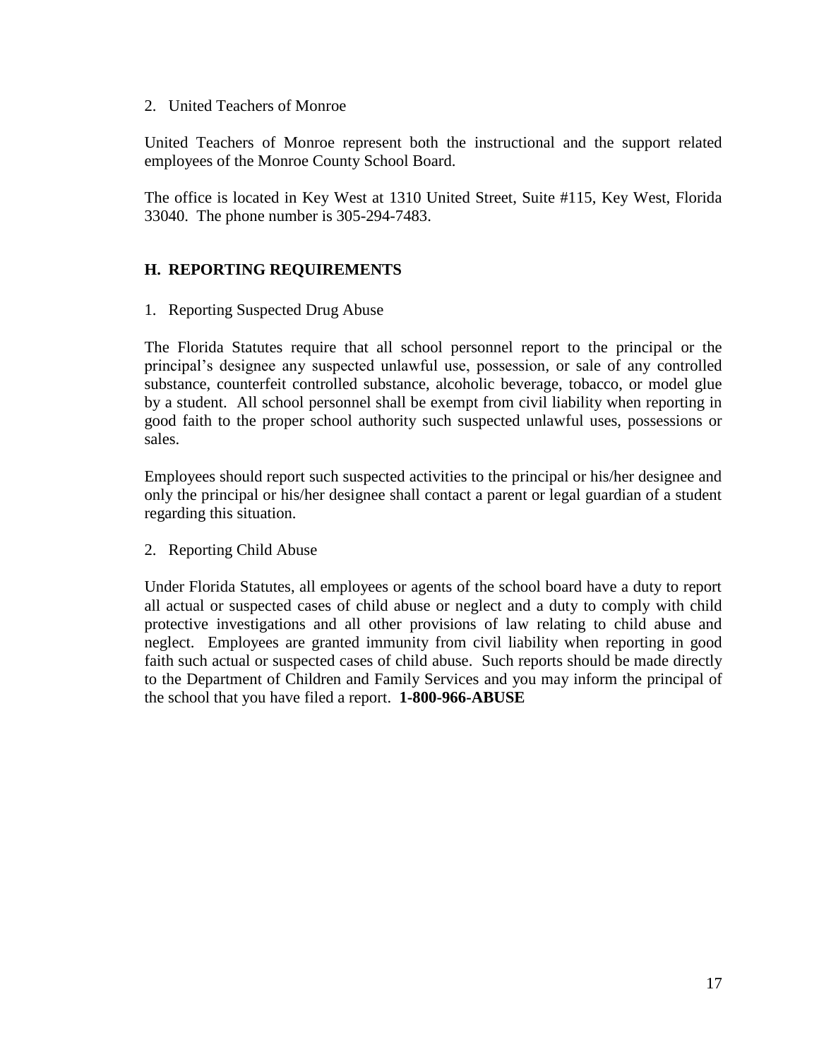2. United Teachers of Monroe

United Teachers of Monroe represent both the instructional and the support related employees of the Monroe County School Board.

The office is located in Key West at 1310 United Street, Suite #115, Key West, Florida 33040. The phone number is 305-294-7483.

## H. REPORTING REQUIREMENTS

1. Reporting Suspected Drug Abuse

The Florida Statutes require that all school personnel report to the principal or the principal's designee any suspected unlawful use, possession, or sale of any controlled substance, counterfeit controlled substance, alcoholic beverage, tobacco, or model glue by a student. All school personnel shall be exempt from civil liability when reporting in good faith to the proper school authority such suspected unlawful uses, possessions or sales.

Employees should report such suspected activities to the principal or his/her designee and only the principal or his/her designee shall contact a parent or legal guardian of a student regarding this situation.

2. Reporting Child Abuse

Under Florida Statutes, all employees or agents of the school board have a duty to report all actual or suspected cases of child abuse or neglect and a duty to comply with child protective investigations and all other provisions of law relating to child abuse and neglect. Employees are granted immunity from civil liability when reporting in good faith such actual or suspected cases of child abuse. Such reports should be made directly to the Department of Children and Family Services and you may inform the principal of the school that you have filed a report. **1-800-966-ABUSE**